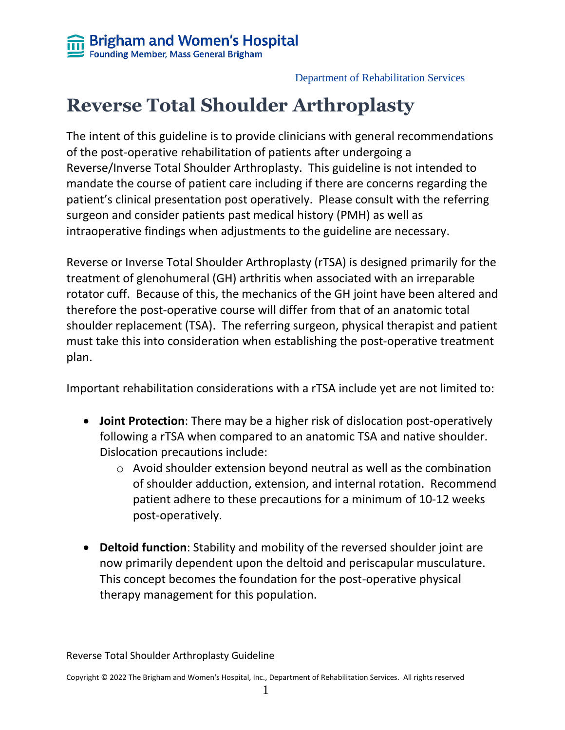Department of Rehabilitation Services

# Reverse Total Shoulder Arthroplasty

The intent of this guideline is to provide clinicians with general recommendations of the post-operative rehabilitation of patients after undergoing a Reverse/Inverse Total Shoulder Arthroplasty. This guideline is not intended to mandate the course of patient care including if there are concerns regarding the patient's clinical presentation post operatively. Please consult with the referring surgeon and consider patients past medical history (PMH) as well as intraoperative findings when adjustments to the guideline are necessary.

Reverse or Inverse Total Shoulder Arthroplasty (rTSA) is designed primarily for the treatment of glenohumeral (GH) arthritis when associated with an irreparable rotator cuff. Because of this, the mechanics of the GH joint have been altered and therefore the post-operative course will differ from that of an anatomic total shoulder replacement (TSA). The referring surgeon, physical therapist and patient must take this into consideration when establishing the post-operative treatment plan.

Important rehabilitation considerations with a rTSA include yet are not limited to:

- **Joint Protection**: There may be a higher risk of dislocation post-operatively following a rTSA when compared to an anatomic TSA and native shoulder. Dislocation precautions include:
    - Avoid shoulder extension beyond neutral as well as the combination of shoulder adduction, extension, and internal rotation. Recommend patient adhere to these precautions for a minimum of 10-12 weeks post-operatively.

- **Deltoid function**: Stability and mobility of the reversed shoulder joint are now primarily dependent upon the deltoid and periscapular musculature. This concept becomes the foundation for the post-operative physical therapy management for this population.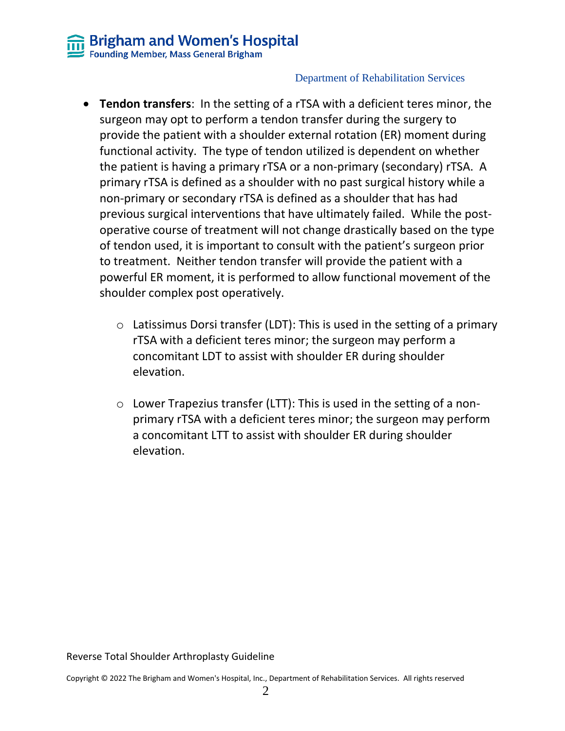- **Tendon transfers**: In the setting of a rTSA with a deficient teres minor, the surgeon may opt to perform a tendon transfer during the surgery to provide the patient with a shoulder external rotation (ER) moment during functional activity. The type of tendon utilized is dependent on whether the patient is having a primary rTSA or a non-primary (secondary) rTSA. A primary rTSA is defined as a shoulder with no past surgical history while a non-primary or secondary rTSA is defined as a shoulder that has had previous surgical interventions that have ultimately failed. While the post-operative course of treatment will not change drastically based on the type of tendon used, it is important to consult with the patient's surgeon prior to treatment. Neither tendon transfer will provide the patient with a powerful ER moment, it is performed to allow functional movement of the shoulder complex post operatively.
    - Latissimus Dorsi transfer (LDT): This is used in the setting of a primary rTSA with a deficient teres minor; the surgeon may perform a concomitant LDT to assist with shoulder ER during shoulder elevation.
    - Lower Trapezius transfer (LTT): This is used in the setting of a non-primary rTSA with a deficient teres minor; the surgeon may perform a concomitant LTT to assist with shoulder ER during shoulder elevation.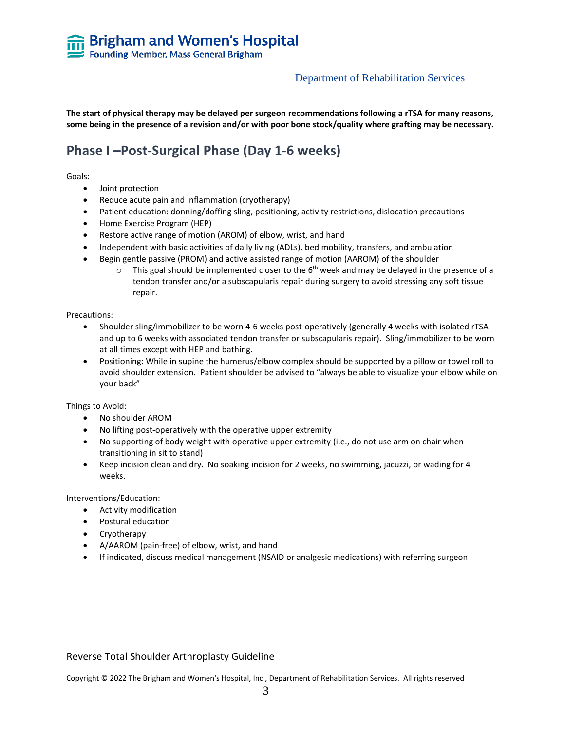**The start of physical therapy may be delayed per surgeon recommendations following a rTSA for many reasons, some being in the presence of a revision and/or with poor bone stock/quality where grafting may be necessary.**

## Phase I –Post-Surgical Phase (Day 1-6 weeks)

Goals:

- Joint protection
- Reduce acute pain and inflammation (cryotherapy)
- Patient education: donning/doffing sling, positioning, activity restrictions, dislocation precautions
- Home Exercise Program (HEP)
- Restore active range of motion (AROM) of elbow, wrist, and hand
- Independent with basic activities of daily living (ADLs), bed mobility, transfers, and ambulation
- Begin gentle passive (PROM) and active assisted range of motion (AAROM) of the shoulder
  - This goal should be implemented closer to the 6th week and may be delayed in the presence of a tendon transfer and/or a subscapularis repair during surgery to avoid stressing any soft tissue repair.

Precautions:

- Shoulder sling/immobilizer to be worn 4-6 weeks post-operatively (generally 4 weeks with isolated rTSA and up to 6 weeks with associated tendon transfer or subscapularis repair). Sling/immobilizer to be worn at all times except with HEP and bathing.
- Positioning: While in supine the humerus/elbow complex should be supported by a pillow or towel roll to avoid shoulder extension. Patient shoulder be advised to "always be able to visualize your elbow while on your back"

Things to Avoid:

- No shoulder AROM
- No lifting post-operatively with the operative upper extremity
- No supporting of body weight with operative upper extremity (i.e., do not use arm on chair when transitioning in sit to stand)
- Keep incision clean and dry. No soaking incision for 2 weeks, no swimming, jacuzzi, or wading for 4 weeks.

Interventions/Education:

- Activity modification
- Postural education
- Cryotherapy
- A/AAROM (pain-free) of elbow, wrist, and hand
- If indicated, discuss medical management (NSAID or analgesic medications) with referring surgeon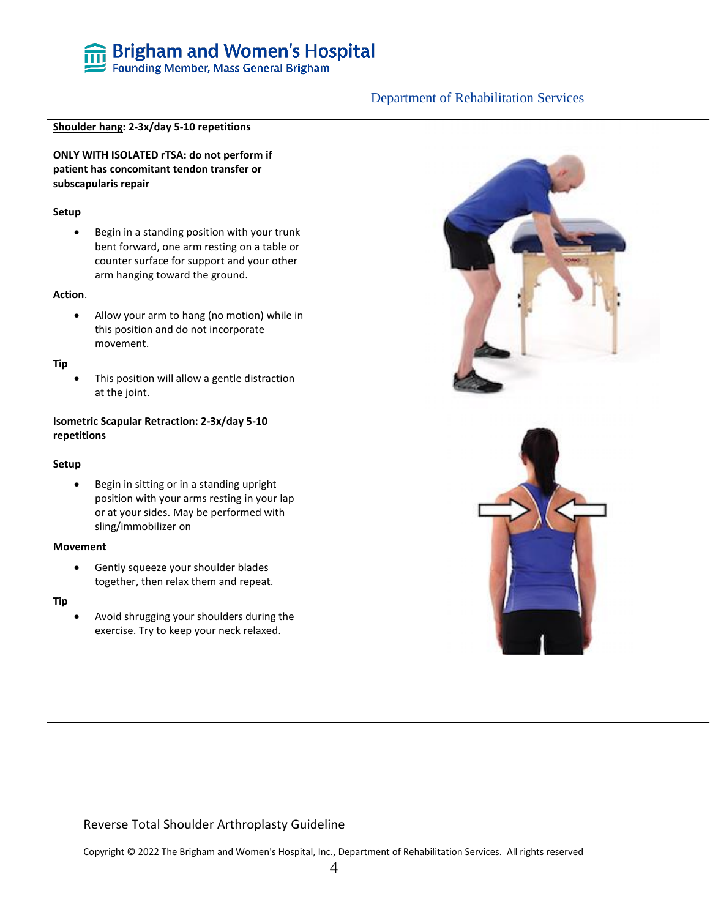**Shoulder hang: 2-3x/day 5-10 repetitions**

**ONLY WITH ISOLATED rTSA: do not perform if patient has concomitant tendon transfer or subscapularis repair**

**Setup**

- Begin in a standing position with your trunk bent forward, one arm resting on a table or counter surface for support and your other arm hanging toward the ground.

**Action**.

- Allow your arm to hang (no motion) while in this position and do not incorporate movement.

**Tip**

- This position will allow a gentle distraction at the joint.

**Isometric Scapular Retraction: 2-3x/day 5-10 repetitions**

**Setup**

- Begin in sitting or in a standing upright position with your arms resting in your lap or at your sides. May be performed with sling/immobilizer on

**Movement**

- Gently squeeze your shoulder blades together, then relax them and repeat.

**Tip**

- Avoid shrugging your shoulders during the exercise. Try to keep your neck relaxed.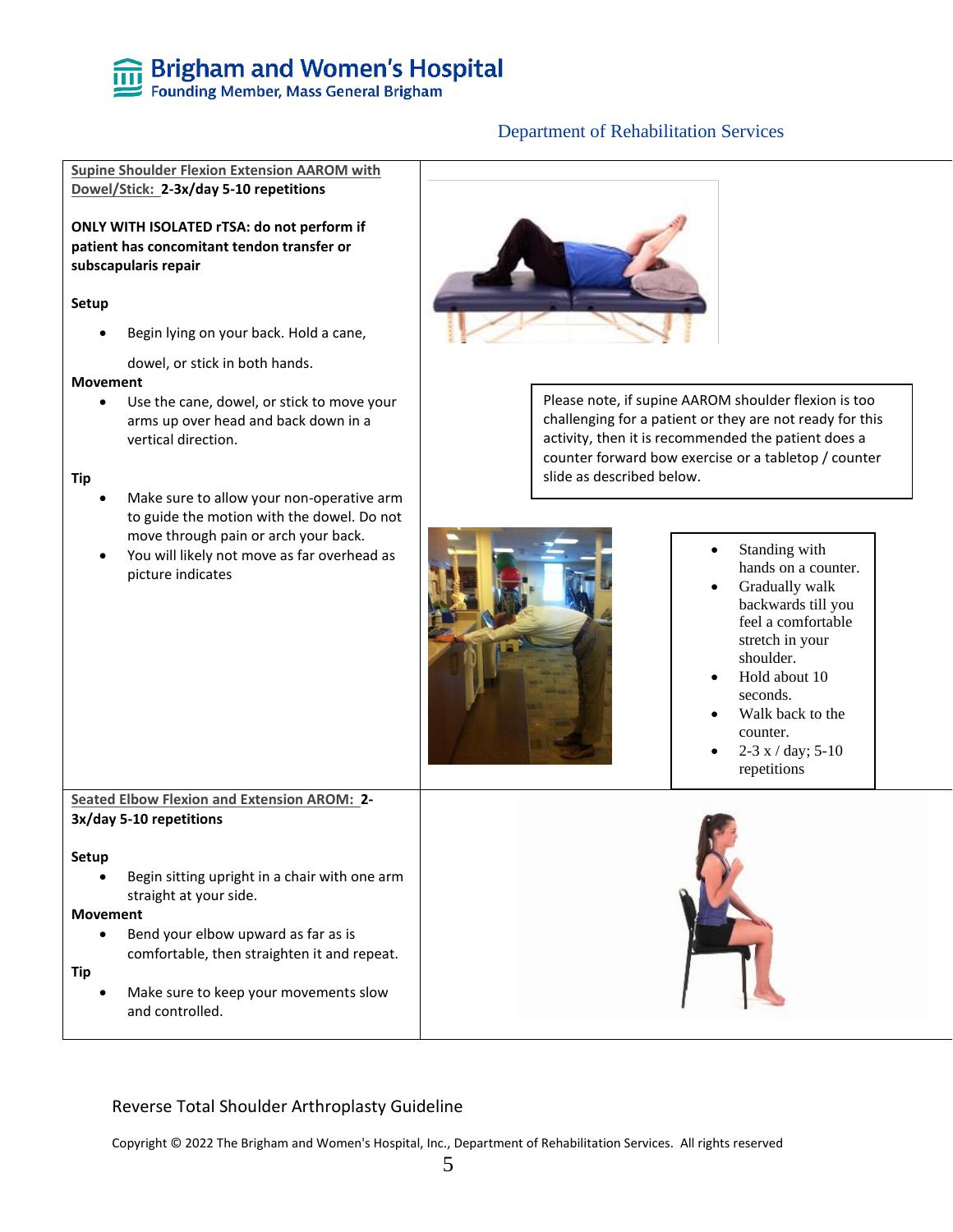Department of Rehabilitation Services

**Supine Shoulder Flexion Extension AAROM with Dowel/Stick: 2-3x/day 5-10 repetitions**

**ONLY WITH ISOLATED rTSA: do not perform if patient has concomitant tendon transfer or subscapularis repair**

**Setup**

- Begin lying on your back. Hold a cane, dowel, or stick in both hands.

**Movement**

- Use the cane, dowel, or stick to move your arms up over head and back down in a vertical direction.

**Tip**

- Make sure to allow your non-operative arm to guide the motion with the dowel. Do not move through pain or arch your back.
- You will likely not move as far overhead as picture indicates

Please note, if supine AAROM shoulder flexion is too challenging for a patient or they are not ready for this activity, then it is recommended the patient does a counter forward bow exercise or a tabletop / counter slide as described below.

- Standing with hands on a counter.
- Gradually walk backwards till you feel a comfortable stretch in your shoulder.
- Hold about 10 seconds.
- Walk back to the counter.
- 2-3 x / day; 5-10 repetitions

**Seated Elbow Flexion and Extension AROM: 2-3x/day 5-10 repetitions**

**Setup**

- Begin sitting upright in a chair with one arm straight at your side.

**Movement**

- Bend your elbow upward as far as is comfortable, then straighten it and repeat.

**Tip**

- Make sure to keep your movements slow and controlled.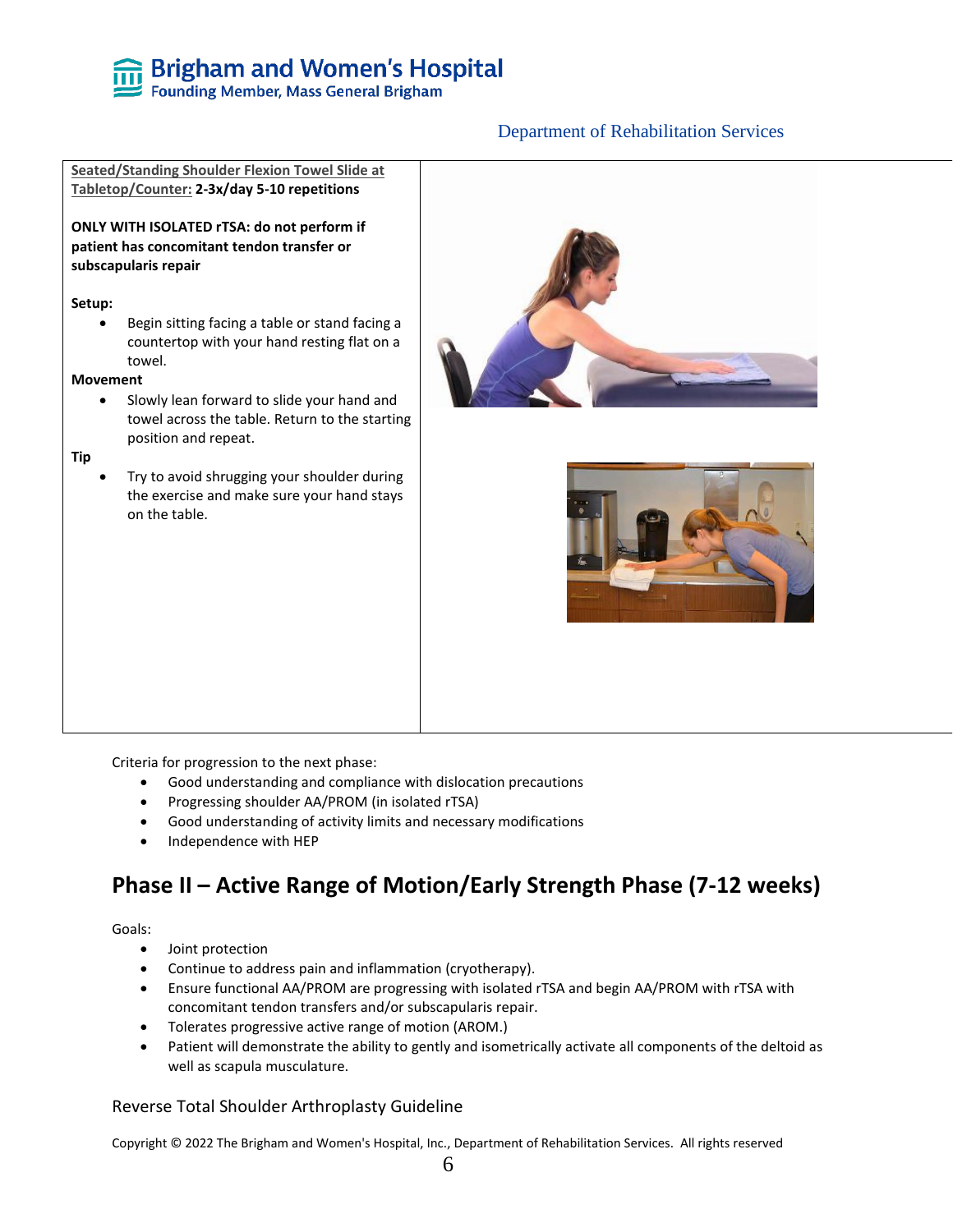**Seated/Standing Shoulder Flexion Towel Slide at Tabletop/Counter:** **2-3x/day 5-10 repetitions**

**ONLY WITH ISOLATED rTSA: do not perform if patient has concomitant tendon transfer or subscapularis repair**

**Setup:**

- Begin sitting facing a table or stand facing a countertop with your hand resting flat on a towel.

**Movement**

- Slowly lean forward to slide your hand and towel across the table. Return to the starting position and repeat.

**Tip**

- Try to avoid shrugging your shoulder during the exercise and make sure your hand stays on the table.

Criteria for progression to the next phase:

- Good understanding and compliance with dislocation precautions
- Progressing shoulder AA/PROM (in isolated rTSA)
- Good understanding of activity limits and necessary modifications
- Independence with HEP

## Phase II – Active Range of Motion/Early Strength Phase (7-12 weeks)

Goals:

- Joint protection
- Continue to address pain and inflammation (cryotherapy).
- Ensure functional AA/PROM are progressing with isolated rTSA and begin AA/PROM with rTSA with concomitant tendon transfers and/or subscapularis repair.
- Tolerates progressive active range of motion (AROM.)
- Patient will demonstrate the ability to gently and isometrically activate all components of the deltoid as well as scapula musculature.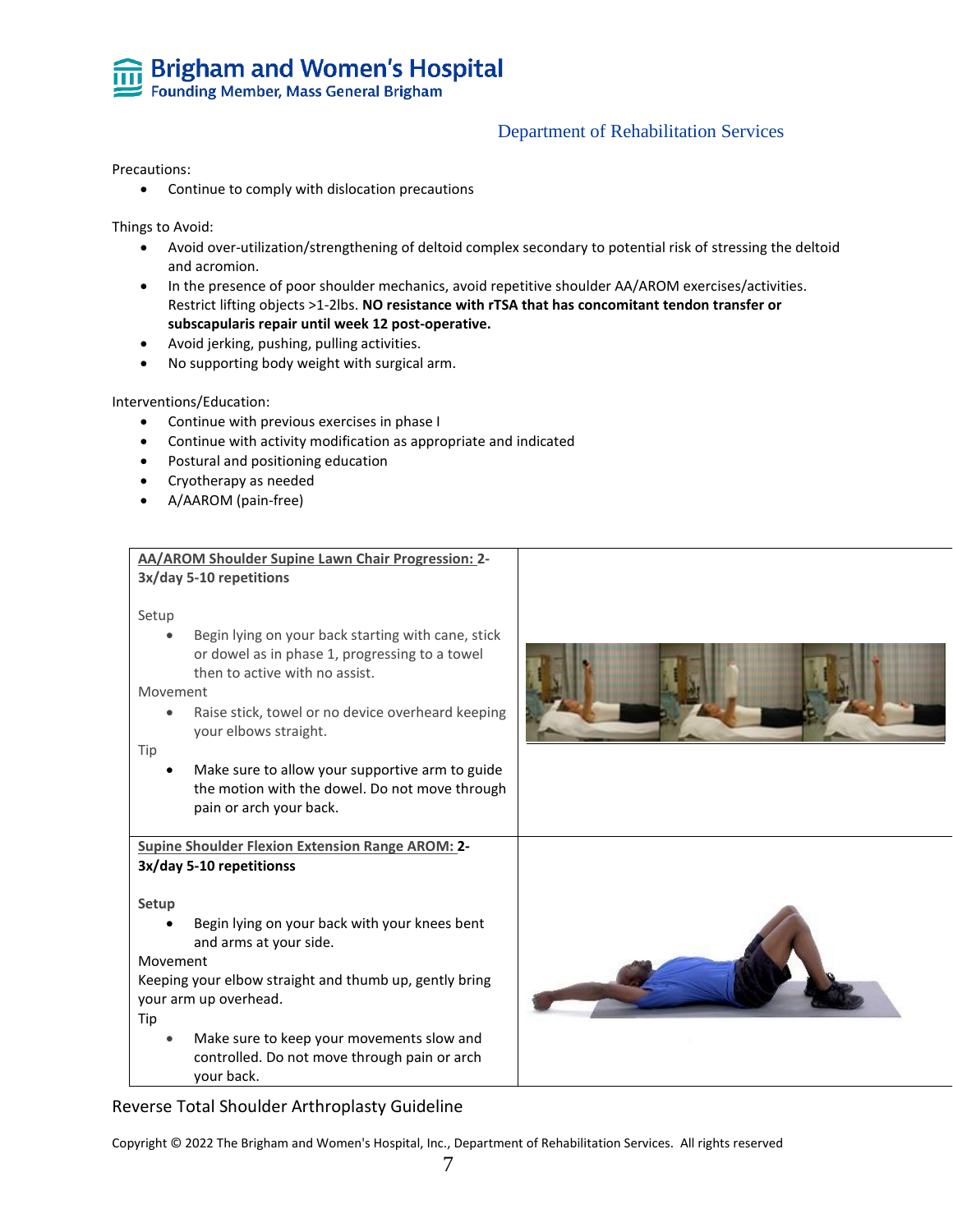Precautions:

- Continue to comply with dislocation precautions

Things to Avoid:

- Avoid over-utilization/strengthening of deltoid complex secondary to potential risk of stressing the deltoid and acromion.
- In the presence of poor shoulder mechanics, avoid repetitive shoulder AA/AROM exercises/activities. Restrict lifting objects >1-2lbs. **NO resistance with rTSA that has concomitant tendon transfer or subscapularis repair until week 12 post-operative.**
- Avoid jerking, pushing, pulling activities.
- No supporting body weight with surgical arm.

Interventions/Education:

- Continue with previous exercises in phase I
- Continue with activity modification as appropriate and indicated
- Postural and positioning education
- Cryotherapy as needed
- A/AAROM (pain-free)

| Exercise | |
|---|---|
| <u>AA/AROM Shoulder Supine Lawn Chair Progression:</u> **2-3x/day 5-10 repetitions**<br><br>Setup<br>• Begin lying on your back starting with cane, stick or dowel as in phase 1, progressing to a towel then to active with no assist.<br>Movement<br>• Raise stick, towel or no device overheard keeping your elbows straight.<br>Tip<br>• Make sure to allow your supportive arm to guide the motion with the dowel. Do not move through pain or arch your back. | |
| <u>Supine Shoulder Flexion Extension Range AROM:</u> **2-3x/day 5-10 repetitionss**<br><br>**Setup**<br>• Begin lying on your back with your knees bent and arms at your side.<br>Movement<br>Keeping your elbow straight and thumb up, gently bring your arm up overhead.<br>Tip<br>• Make sure to keep your movements slow and controlled. Do not move through pain or arch your back. | |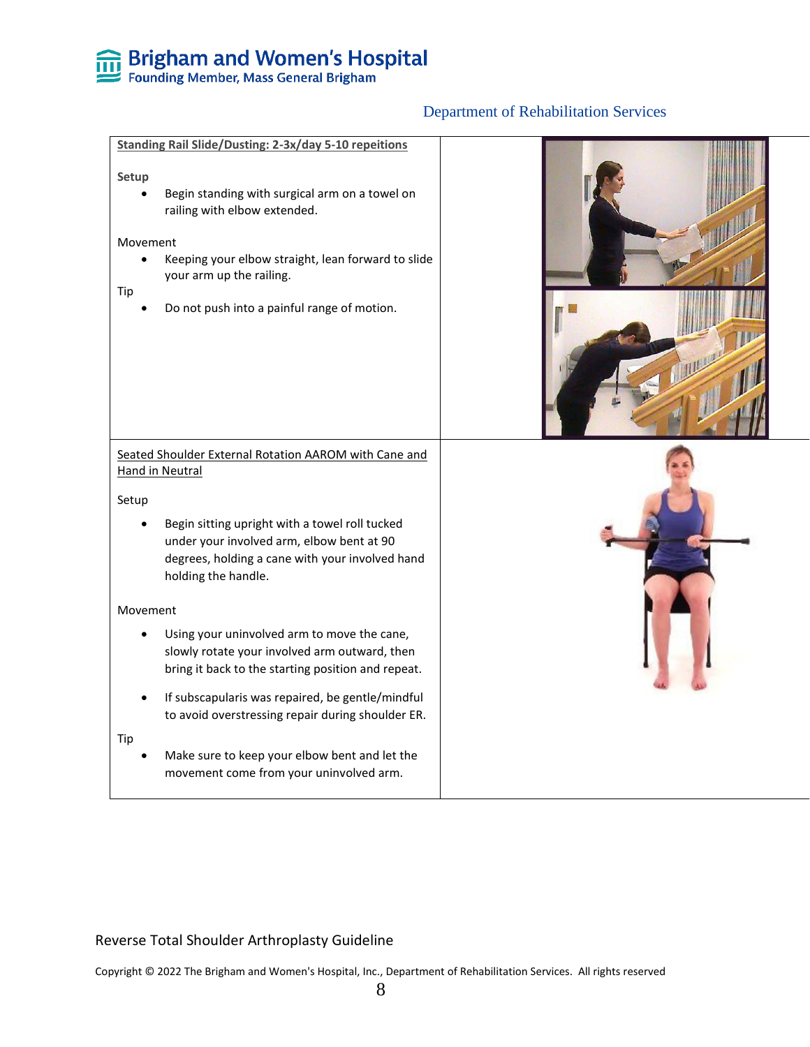Department of Rehabilitation Services

**Standing Rail Slide/Dusting: 2-3x/day 5-10 repeitions**

**Setup**

- Begin standing with surgical arm on a towel on railing with elbow extended.

Movement

- Keeping your elbow straight, lean forward to slide your arm up the railing.

Tip

- Do not push into a painful range of motion.

Seated Shoulder External Rotation AAROM with Cane and Hand in Neutral

Setup

- Begin sitting upright with a towel roll tucked under your involved arm, elbow bent at 90 degrees, holding a cane with your involved hand holding the handle.

Movement

- Using your uninvolved arm to move the cane, slowly rotate your involved arm outward, then bring it back to the starting position and repeat.
- If subscapularis was repaired, be gentle/mindful to avoid overstressing repair during shoulder ER.

Tip

- Make sure to keep your elbow bent and let the movement come from your uninvolved arm.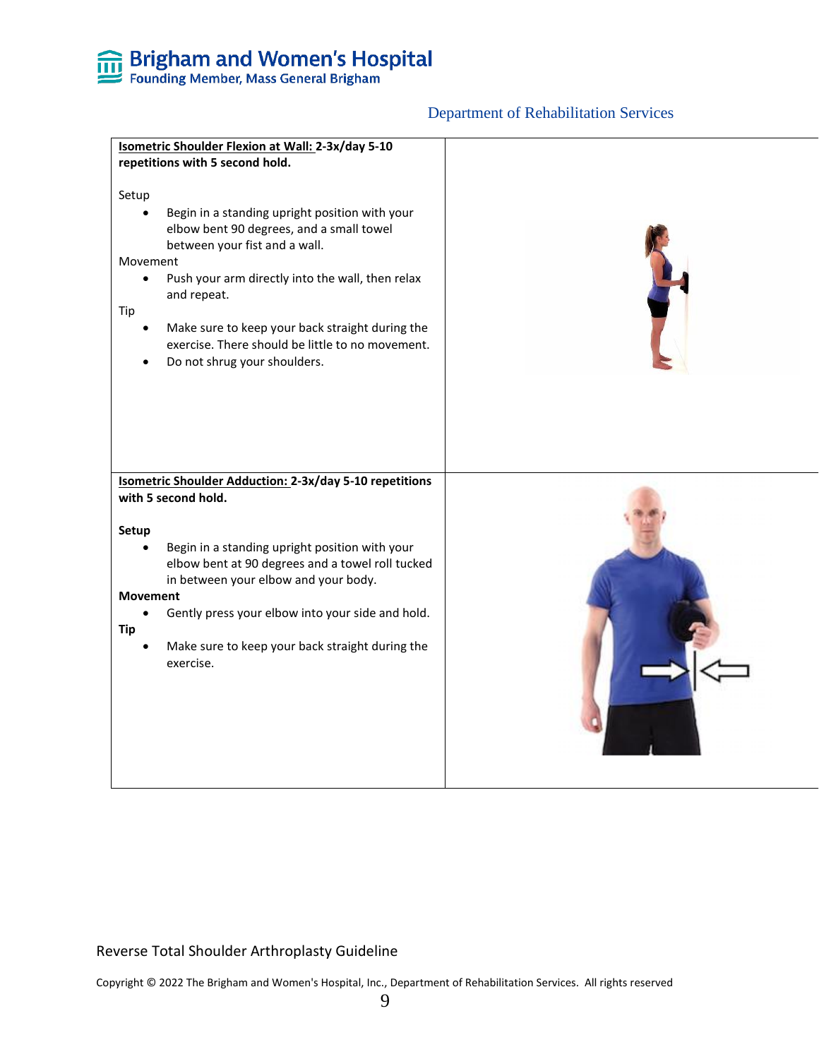**Isometric Shoulder Flexion at Wall: 2-3x/day 5-10 repetitions with 5 second hold.**

Setup

- Begin in a standing upright position with your elbow bent 90 degrees, and a small towel between your fist and a wall.

Movement

- Push your arm directly into the wall, then relax and repeat.

Tip

- Make sure to keep your back straight during the exercise. There should be little to no movement.
- Do not shrug your shoulders.

**Isometric Shoulder Adduction: 2-3x/day 5-10 repetitions with 5 second hold.**

**Setup**

- Begin in a standing upright position with your elbow bent at 90 degrees and a towel roll tucked in between your elbow and your body.

**Movement**

- Gently press your elbow into your side and hold.

**Tip**

- Make sure to keep your back straight during the exercise.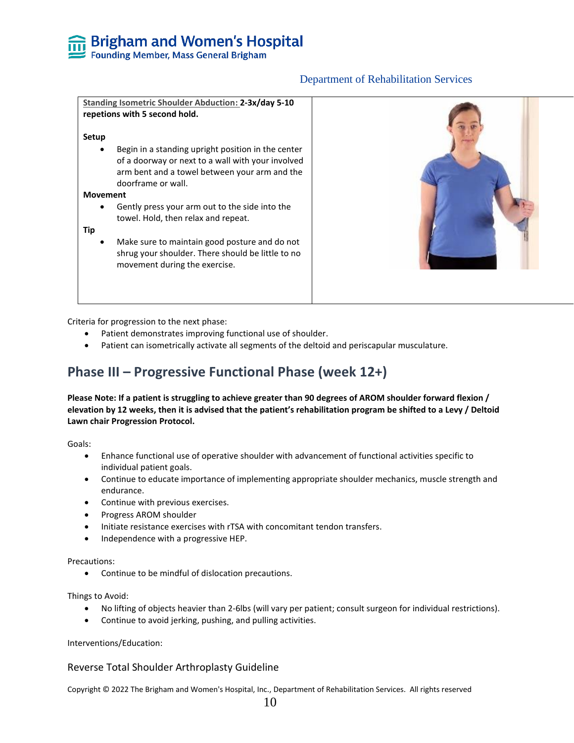| <u>Standing Isometric Shoulder Abduction:</u> **2-3x/day 5-10 repetions with 5 second hold.**<br><br>**Setup**<br>• Begin in a standing upright position in the center of a doorway or next to a wall with your involved arm bent and a towel between your arm and the doorframe or wall.<br>**Movement**<br>• Gently press your arm out to the side into the towel. Hold, then relax and repeat.<br>**Tip**<br>• Make sure to maintain good posture and do not shrug your shoulder. There should be little to no movement during the exercise. | |
|---|---|

Criteria for progression to the next phase:

- Patient demonstrates improving functional use of shoulder.
- Patient can isometrically activate all segments of the deltoid and periscapular musculature.

## Phase III – Progressive Functional Phase (week 12+)

**Please Note: If a patient is struggling to achieve greater than 90 degrees of AROM shoulder forward flexion / elevation by 12 weeks, then it is advised that the patient's rehabilitation program be shifted to a Levy / Deltoid Lawn chair Progression Protocol.**

Goals:

- Enhance functional use of operative shoulder with advancement of functional activities specific to individual patient goals.
- Continue to educate importance of implementing appropriate shoulder mechanics, muscle strength and endurance.
- Continue with previous exercises.
- Progress AROM shoulder
- Initiate resistance exercises with rTSA with concomitant tendon transfers.
- Independence with a progressive HEP.

Precautions:

- Continue to be mindful of dislocation precautions.

Things to Avoid:

- No lifting of objects heavier than 2-6lbs (will vary per patient; consult surgeon for individual restrictions).
- Continue to avoid jerking, pushing, and pulling activities.

Interventions/Education: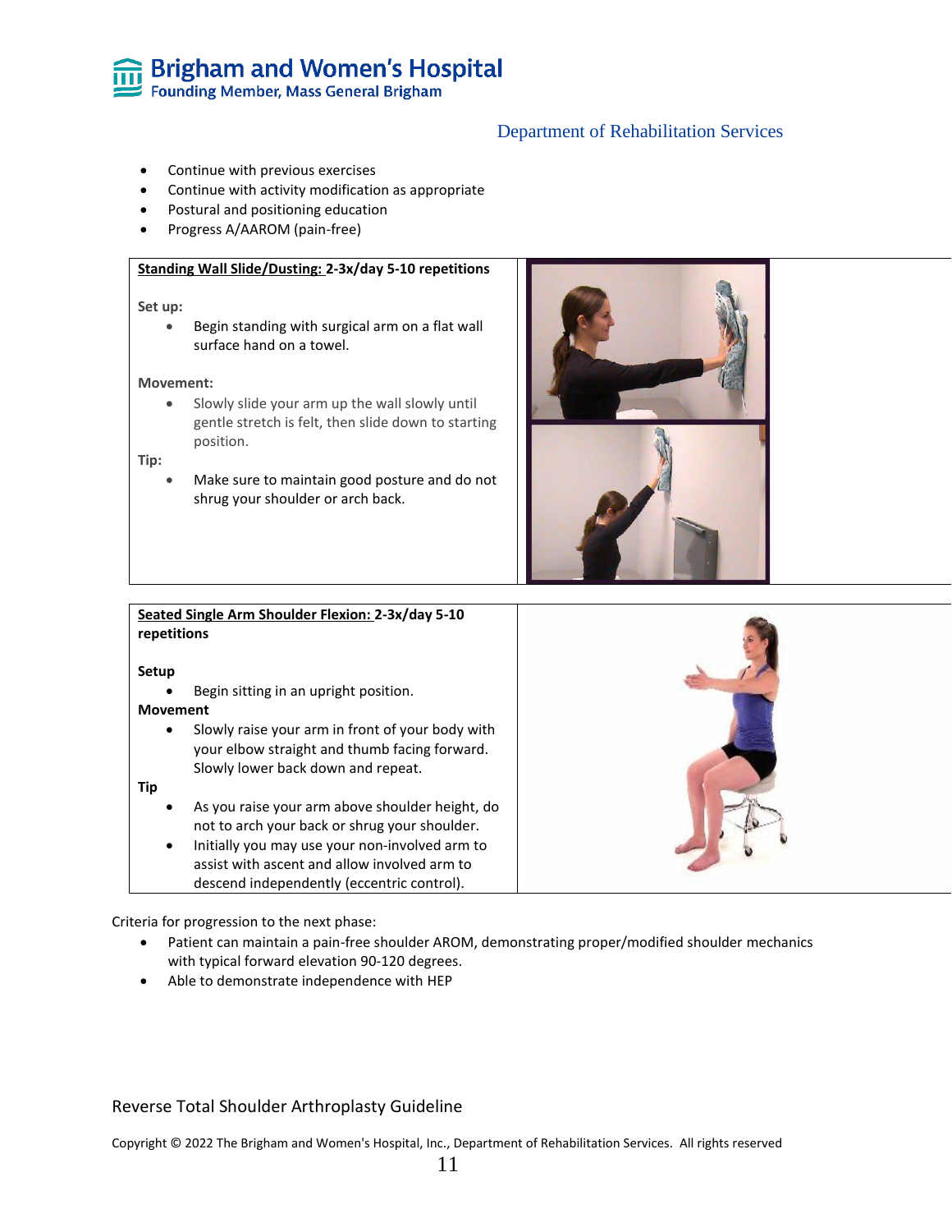- Continue with previous exercises
- Continue with activity modification as appropriate
- Postural and positioning education
- Progress A/AAROM (pain-free)

**Standing Wall Slide/Dusting: 2-3x/day 5-10 repetitions**

**Set up:**

- Begin standing with surgical arm on a flat wall surface hand on a towel.

**Movement:**

- Slowly slide your arm up the wall slowly until gentle stretch is felt, then slide down to starting position.

**Tip:**

- Make sure to maintain good posture and do not shrug your shoulder or arch back.

**Seated Single Arm Shoulder Flexion: 2-3x/day 5-10 repetitions**

**Setup**

- Begin sitting in an upright position.

**Movement**

- Slowly raise your arm in front of your body with your elbow straight and thumb facing forward. Slowly lower back down and repeat.

**Tip**

- As you raise your arm above shoulder height, do not to arch your back or shrug your shoulder.
- Initially you may use your non-involved arm to assist with ascent and allow involved arm to descend independently (eccentric control).

Criteria for progression to the next phase:

- Patient can maintain a pain-free shoulder AROM, demonstrating proper/modified shoulder mechanics with typical forward elevation 90-120 degrees.
- Able to demonstrate independence with HEP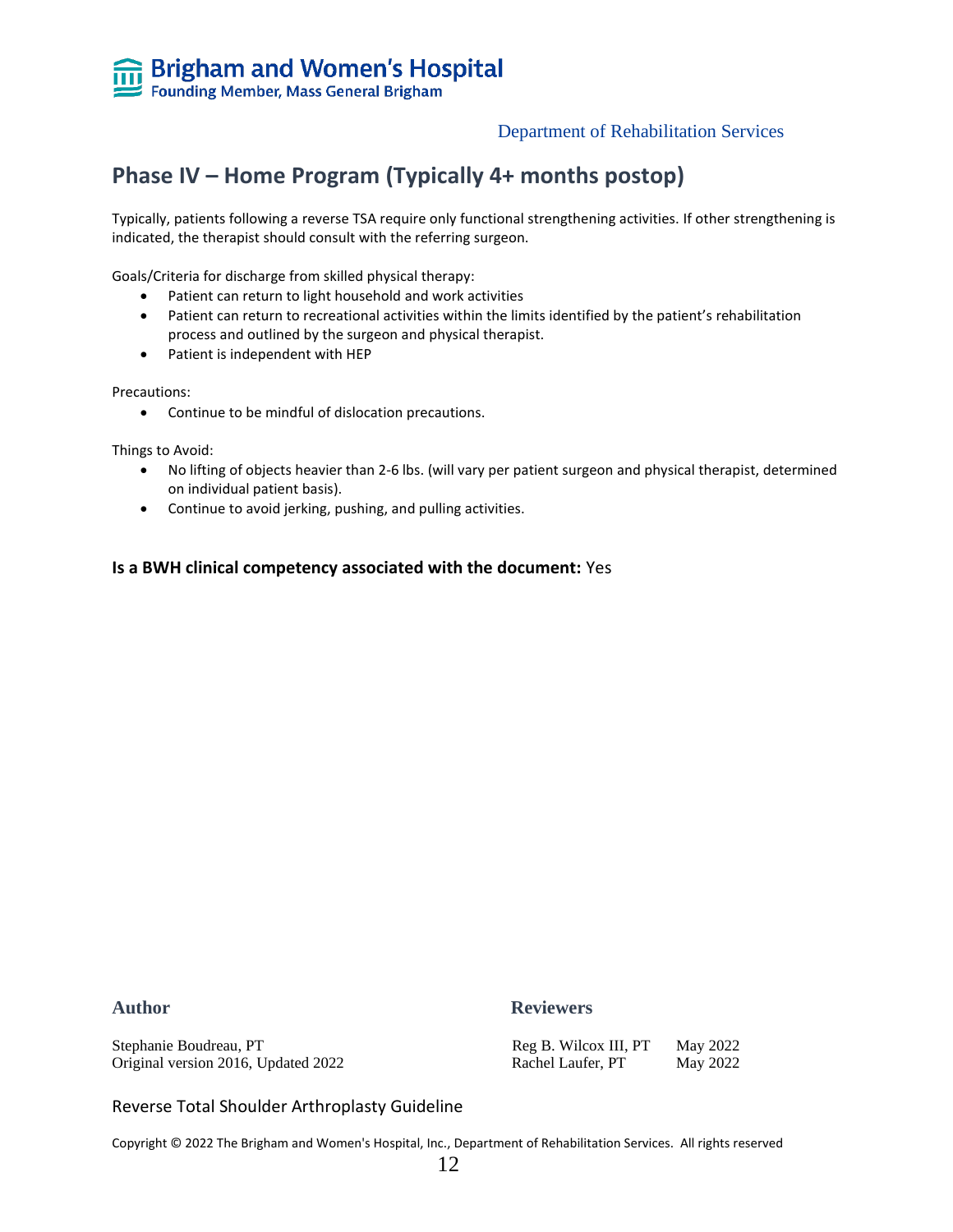## Phase IV – Home Program (Typically 4+ months postop)

Typically, patients following a reverse TSA require only functional strengthening activities. If other strengthening is indicated, the therapist should consult with the referring surgeon.

Goals/Criteria for discharge from skilled physical therapy:

- Patient can return to light household and work activities
- Patient can return to recreational activities within the limits identified by the patient's rehabilitation process and outlined by the surgeon and physical therapist.
- Patient is independent with HEP

Precautions:

- Continue to be mindful of dislocation precautions.

Things to Avoid:

- No lifting of objects heavier than 2-6 lbs. (will vary per patient surgeon and physical therapist, determined on individual patient basis).
- Continue to avoid jerking, pushing, and pulling activities.

**Is a BWH clinical competency associated with the document:** Yes

**Author**

Stephanie Boudreau, PT
Original version 2016, Updated 2022

**Reviewers**

| | |
|---|---|
| Reg B. Wilcox III, PT | May 2022 |
| Rachel Laufer, PT | May 2022 |

Reverse Total Shoulder Arthroplasty Guideline

Copyright © 2022 The Brigham and Women's Hospital, Inc., Department of Rehabilitation Services. All rights reserved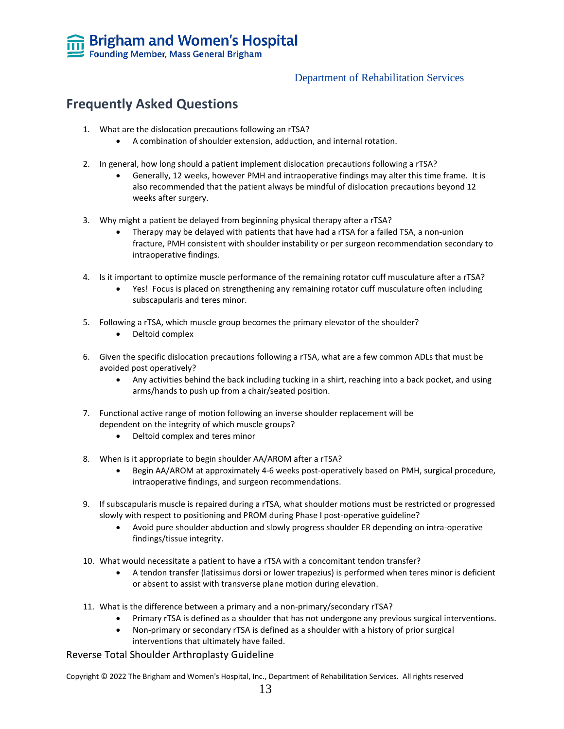## Frequently Asked Questions

1. What are the dislocation precautions following an rTSA?
    - A combination of shoulder extension, adduction, and internal rotation.

2. In general, how long should a patient implement dislocation precautions following a rTSA?
    - Generally, 12 weeks, however PMH and intraoperative findings may alter this time frame. It is also recommended that the patient always be mindful of dislocation precautions beyond 12 weeks after surgery.

3. Why might a patient be delayed from beginning physical therapy after a rTSA?
    - Therapy may be delayed with patients that have had a rTSA for a failed TSA, a non-union fracture, PMH consistent with shoulder instability or per surgeon recommendation secondary to intraoperative findings.

4. Is it important to optimize muscle performance of the remaining rotator cuff musculature after a rTSA?
    - Yes! Focus is placed on strengthening any remaining rotator cuff musculature often including subscapularis and teres minor.

5. Following a rTSA, which muscle group becomes the primary elevator of the shoulder?
    - Deltoid complex

6. Given the specific dislocation precautions following a rTSA, what are a few common ADLs that must be avoided post operatively?
    - Any activities behind the back including tucking in a shirt, reaching into a back pocket, and using arms/hands to push up from a chair/seated position.

7. Functional active range of motion following an inverse shoulder replacement will be dependent on the integrity of which muscle groups?
    - Deltoid complex and teres minor

8. When is it appropriate to begin shoulder AA/AROM after a rTSA?
    - Begin AA/AROM at approximately 4-6 weeks post-operatively based on PMH, surgical procedure, intraoperative findings, and surgeon recommendations.

9. If subscapularis muscle is repaired during a rTSA, what shoulder motions must be restricted or progressed slowly with respect to positioning and PROM during Phase I post-operative guideline?
    - Avoid pure shoulder abduction and slowly progress shoulder ER depending on intra-operative findings/tissue integrity.

10. What would necessitate a patient to have a rTSA with a concomitant tendon transfer?
    - A tendon transfer (latissimus dorsi or lower trapezius) is performed when teres minor is deficient or absent to assist with transverse plane motion during elevation.

11. What is the difference between a primary and a non-primary/secondary rTSA?
    - Primary rTSA is defined as a shoulder that has not undergone any previous surgical interventions.
    - Non-primary or secondary rTSA is defined as a shoulder with a history of prior surgical interventions that ultimately have failed.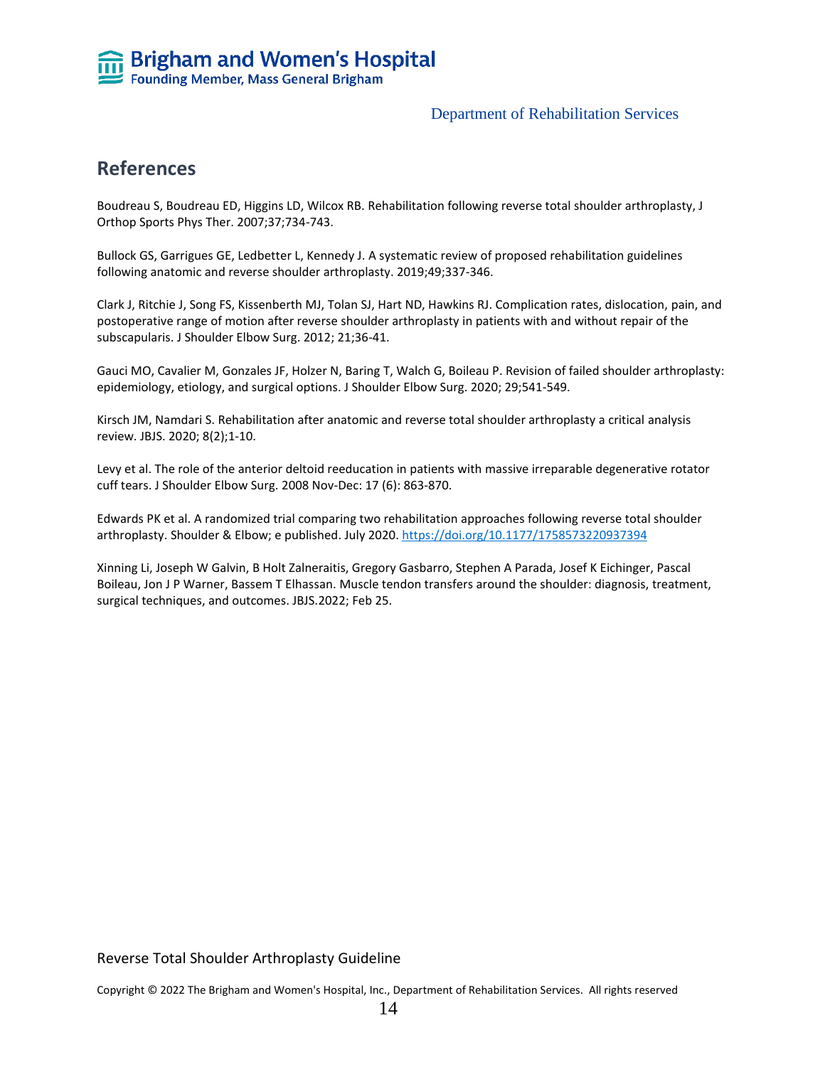## References

Boudreau S, Boudreau ED, Higgins LD, Wilcox RB. Rehabilitation following reverse total shoulder arthroplasty, J Orthop Sports Phys Ther. 2007;37;734-743.

Bullock GS, Garrigues GE, Ledbetter L, Kennedy J. A systematic review of proposed rehabilitation guidelines following anatomic and reverse shoulder arthroplasty. 2019;49;337-346.

Clark J, Ritchie J, Song FS, Kissenberth MJ, Tolan SJ, Hart ND, Hawkins RJ. Complication rates, dislocation, pain, and postoperative range of motion after reverse shoulder arthroplasty in patients with and without repair of the subscapularis. J Shoulder Elbow Surg. 2012; 21;36-41.

Gauci MO, Cavalier M, Gonzales JF, Holzer N, Baring T, Walch G, Boileau P. Revision of failed shoulder arthroplasty: epidemiology, etiology, and surgical options. J Shoulder Elbow Surg. 2020; 29;541-549.

Kirsch JM, Namdari S. Rehabilitation after anatomic and reverse total shoulder arthroplasty a critical analysis review. JBJS. 2020; 8(2);1-10.

Levy et al. The role of the anterior deltoid reeducation in patients with massive irreparable degenerative rotator cuff tears. J Shoulder Elbow Surg. 2008 Nov-Dec: 17 (6): 863-870.

Edwards PK et al. A randomized trial comparing two rehabilitation approaches following reverse total shoulder arthroplasty. Shoulder & Elbow; e published. July 2020. https://doi.org/10.1177/1758573220937394

Xinning Li, Joseph W Galvin, B Holt Zalneraitis, Gregory Gasbarro, Stephen A Parada, Josef K Eichinger, Pascal Boileau, Jon J P Warner, Bassem T Elhassan. Muscle tendon transfers around the shoulder: diagnosis, treatment, surgical techniques, and outcomes. JBJS.2022; Feb 25.